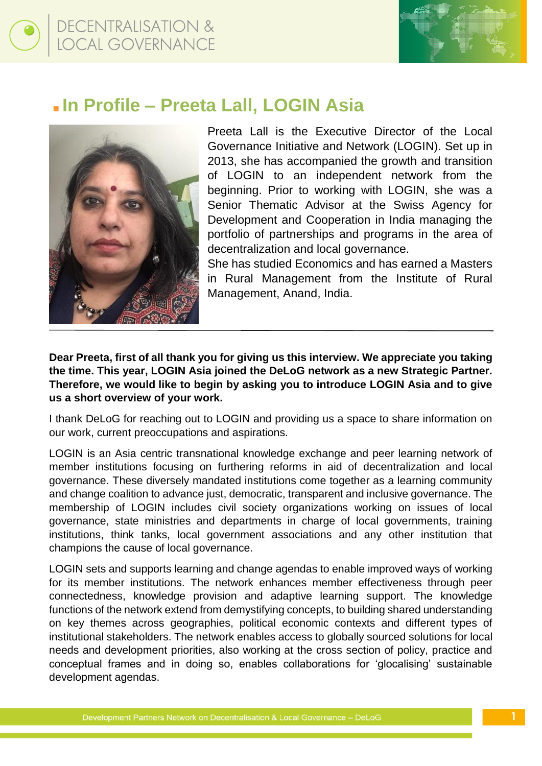# In Profile – Preeta Lall, LOGIN Asia

Preeta Lall is the Executive Director of the Local Governance Initiative and Network (LOGIN). Set up in 2013, she has accompanied the growth and transition of LOGIN to an independent network from the beginning. Prior to working with LOGIN, she was a Senior Thematic Advisor at the Swiss Agency for Development and Cooperation in India managing the portfolio of partnerships and programs in the area of decentralization and local governance.

She has studied Economics and has earned a Masters in Rural Management from the Institute of Rural Management, Anand, India.

---

**Dear Preeta, first of all thank you for giving us this interview. We appreciate you taking the time. This year, LOGIN Asia joined the DeLoG network as a new Strategic Partner. Therefore, we would like to begin by asking you to introduce LOGIN Asia and to give us a short overview of your work.**

I thank DeLoG for reaching out to LOGIN and providing us a space to share information on our work, current preoccupations and aspirations.

LOGIN is an Asia centric transnational knowledge exchange and peer learning network of member institutions focusing on furthering reforms in aid of decentralization and local governance. These diversely mandated institutions come together as a learning community and change coalition to advance just, democratic, transparent and inclusive governance. The membership of LOGIN includes civil society organizations working on issues of local governance, state ministries and departments in charge of local governments, training institutions, think tanks, local government associations and any other institution that champions the cause of local governance.

LOGIN sets and supports learning and change agendas to enable improved ways of working for its member institutions. The network enhances member effectiveness through peer connectedness, knowledge provision and adaptive learning support. The knowledge functions of the network extend from demystifying concepts, to building shared understanding on key themes across geographies, political economic contexts and different types of institutional stakeholders. The network enables access to globally sourced solutions for local needs and development priorities, also working at the cross section of policy, practice and conceptual frames and in doing so, enables collaborations for 'glocalising' sustainable development agendas.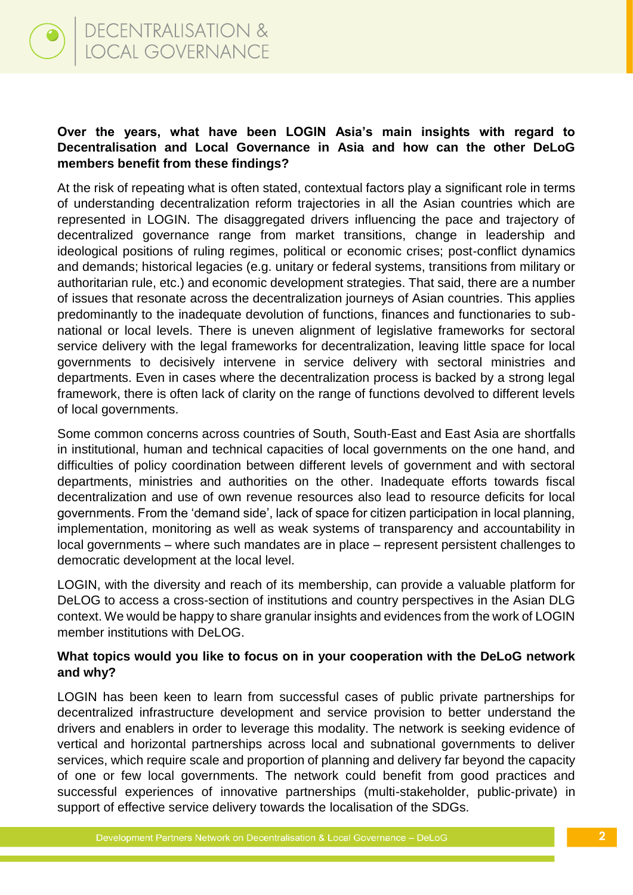**Over the years, what have been LOGIN Asia's main insights with regard to Decentralisation and Local Governance in Asia and how can the other DeLoG members benefit from these findings?**

At the risk of repeating what is often stated, contextual factors play a significant role in terms of understanding decentralization reform trajectories in all the Asian countries which are represented in LOGIN. The disaggregated drivers influencing the pace and trajectory of decentralized governance range from market transitions, change in leadership and ideological positions of ruling regimes, political or economic crises; post-conflict dynamics and demands; historical legacies (e.g. unitary or federal systems, transitions from military or authoritarian rule, etc.) and economic development strategies. That said, there are a number of issues that resonate across the decentralization journeys of Asian countries. This applies predominantly to the inadequate devolution of functions, finances and functionaries to sub-national or local levels. There is uneven alignment of legislative frameworks for sectoral service delivery with the legal frameworks for decentralization, leaving little space for local governments to decisively intervene in service delivery with sectoral ministries and departments. Even in cases where the decentralization process is backed by a strong legal framework, there is often lack of clarity on the range of functions devolved to different levels of local governments.

Some common concerns across countries of South, South-East and East Asia are shortfalls in institutional, human and technical capacities of local governments on the one hand, and difficulties of policy coordination between different levels of government and with sectoral departments, ministries and authorities on the other. Inadequate efforts towards fiscal decentralization and use of own revenue resources also lead to resource deficits for local governments. From the 'demand side', lack of space for citizen participation in local planning, implementation, monitoring as well as weak systems of transparency and accountability in local governments – where such mandates are in place – represent persistent challenges to democratic development at the local level.

LOGIN, with the diversity and reach of its membership, can provide a valuable platform for DeLOG to access a cross-section of institutions and country perspectives in the Asian DLG context. We would be happy to share granular insights and evidences from the work of LOGIN member institutions with DeLOG.

**What topics would you like to focus on in your cooperation with the DeLoG network and why?**

LOGIN has been keen to learn from successful cases of public private partnerships for decentralized infrastructure development and service provision to better understand the drivers and enablers in order to leverage this modality. The network is seeking evidence of vertical and horizontal partnerships across local and subnational governments to deliver services, which require scale and proportion of planning and delivery far beyond the capacity of one or few local governments. The network could benefit from good practices and successful experiences of innovative partnerships (multi-stakeholder, public-private) in support of effective service delivery towards the localisation of the SDGs.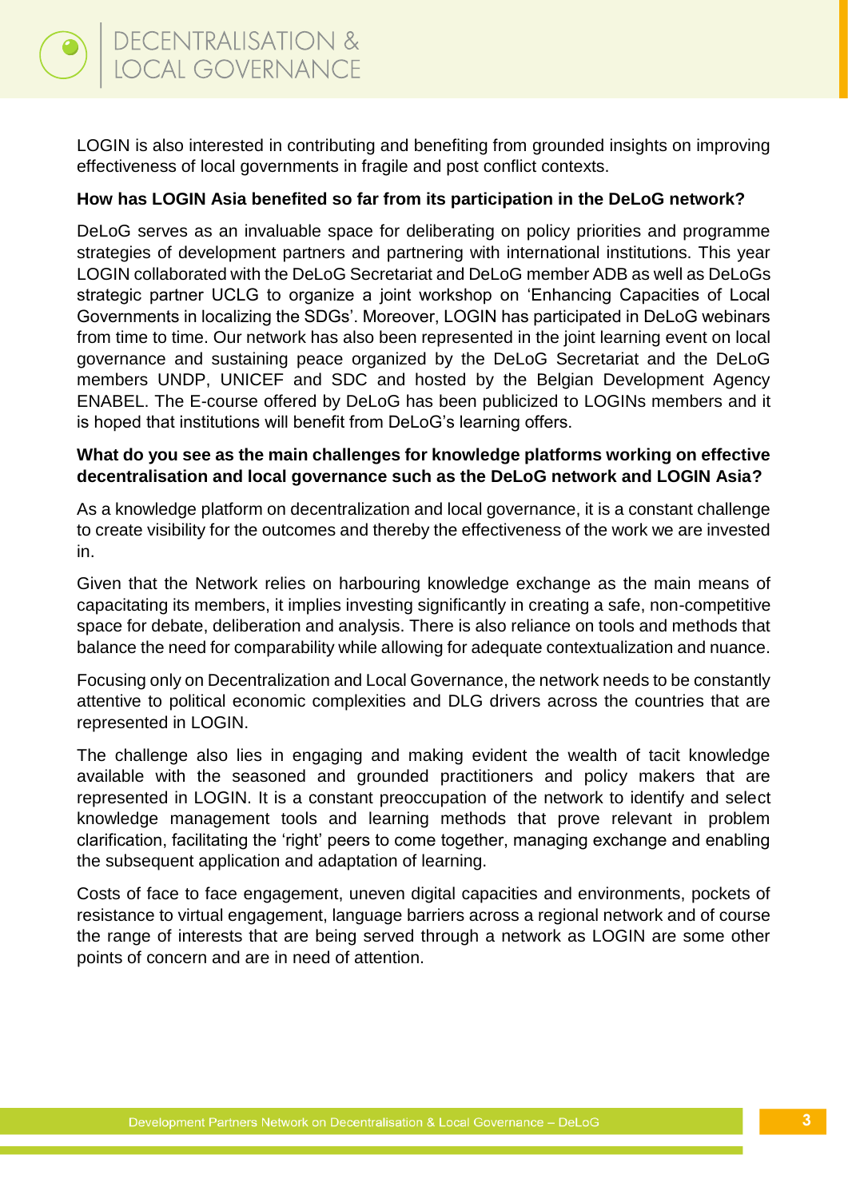LOGIN is also interested in contributing and benefiting from grounded insights on improving effectiveness of local governments in fragile and post conflict contexts.

**How has LOGIN Asia benefited so far from its participation in the DeLoG network?**

DeLoG serves as an invaluable space for deliberating on policy priorities and programme strategies of development partners and partnering with international institutions. This year LOGIN collaborated with the DeLoG Secretariat and DeLoG member ADB as well as DeLoGs strategic partner UCLG to organize a joint workshop on 'Enhancing Capacities of Local Governments in localizing the SDGs'. Moreover, LOGIN has participated in DeLoG webinars from time to time. Our network has also been represented in the joint learning event on local governance and sustaining peace organized by the DeLoG Secretariat and the DeLoG members UNDP, UNICEF and SDC and hosted by the Belgian Development Agency ENABEL. The E-course offered by DeLoG has been publicized to LOGINs members and it is hoped that institutions will benefit from DeLoG's learning offers.

**What do you see as the main challenges for knowledge platforms working on effective decentralisation and local governance such as the DeLoG network and LOGIN Asia?**

As a knowledge platform on decentralization and local governance, it is a constant challenge to create visibility for the outcomes and thereby the effectiveness of the work we are invested in.

Given that the Network relies on harbouring knowledge exchange as the main means of capacitating its members, it implies investing significantly in creating a safe, non-competitive space for debate, deliberation and analysis. There is also reliance on tools and methods that balance the need for comparability while allowing for adequate contextualization and nuance.

Focusing only on Decentralization and Local Governance, the network needs to be constantly attentive to political economic complexities and DLG drivers across the countries that are represented in LOGIN.

The challenge also lies in engaging and making evident the wealth of tacit knowledge available with the seasoned and grounded practitioners and policy makers that are represented in LOGIN. It is a constant preoccupation of the network to identify and select knowledge management tools and learning methods that prove relevant in problem clarification, facilitating the 'right' peers to come together, managing exchange and enabling the subsequent application and adaptation of learning.

Costs of face to face engagement, uneven digital capacities and environments, pockets of resistance to virtual engagement, language barriers across a regional network and of course the range of interests that are being served through a network as LOGIN are some other points of concern and are in need of attention.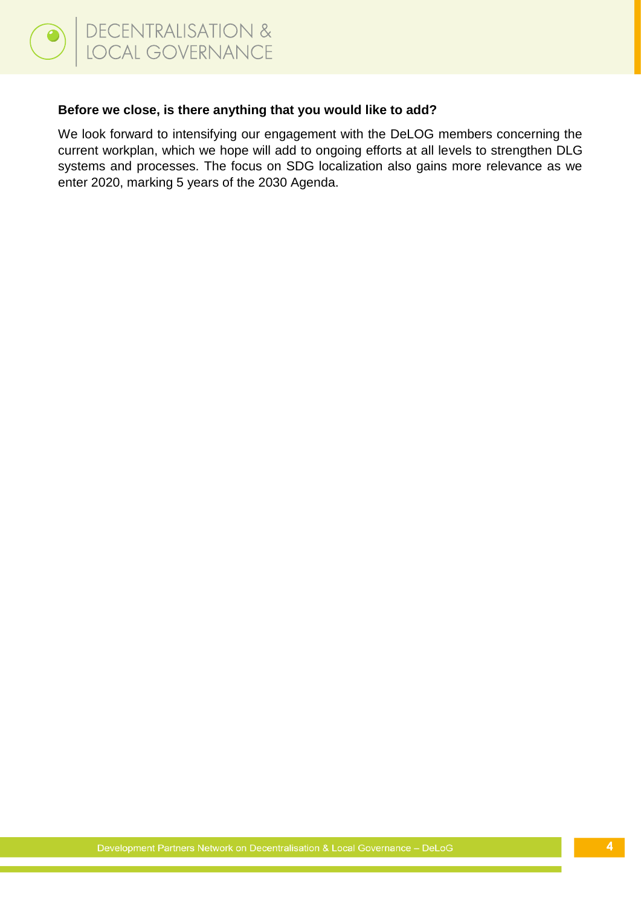**Before we close, is there anything that you would like to add?**

We look forward to intensifying our engagement with the DeLOG members concerning the current workplan, which we hope will add to ongoing efforts at all levels to strengthen DLG systems and processes. The focus on SDG localization also gains more relevance as we enter 2020, marking 5 years of the 2030 Agenda.